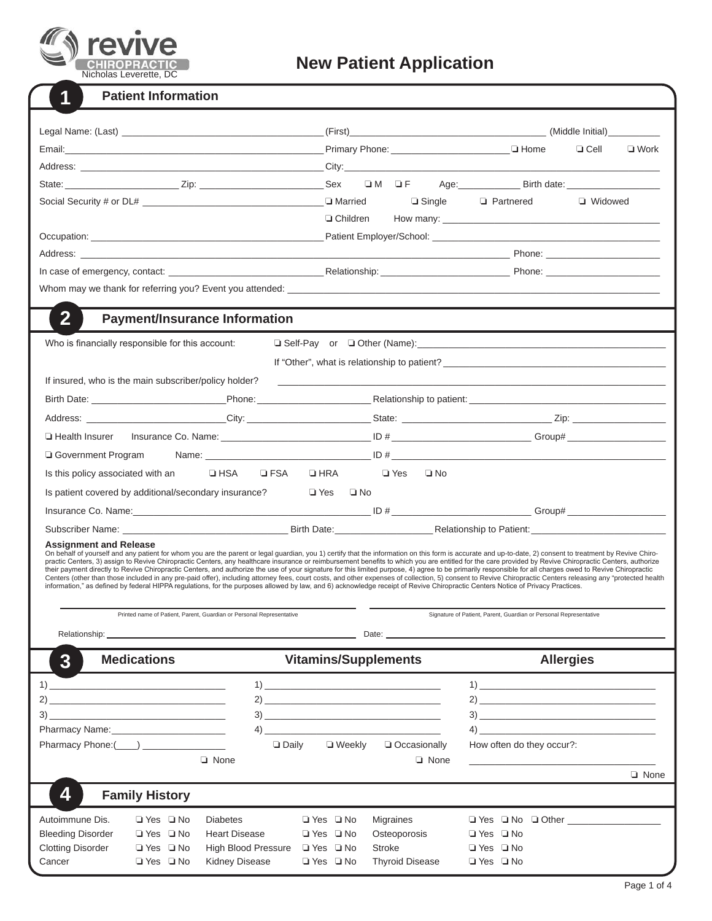revive CHIROPRACTIC
Nicholas Leverette, DC

# New Patient Application

## 1 Patient Information

Legal Name: (Last) ______________________ (First) ______________________ (Middle Initial) __________

Email: ______________________ Primary Phone: ______________ ❑ Home ❑ Cell ❑ Work

Address: ______________________ City: ______________________

State: __________ Zip: __________ Sex ❑ M ❑ F Age: ______ Birth date: __________

Social Security # or DL# ______________________ ❑ Married ❑ Single ❑ Partnered ❑ Widowed

❑ Children How many: __________

Occupation: ______________________ Patient Employer/School: ______________________

Address: ______________________ Phone: ______________

In case of emergency, contact: ______________ Relationship: ______________ Phone: ______________

Whom may we thank for referring you? Event you attended: ______________________

## 2 Payment/Insurance Information

Who is financially responsible for this account: ❑ Self-Pay or ❑ Other (Name): ______________________

If "Other", what is relationship to patient? ______________________

If insured, who is the main subscriber/policy holder? ______________________

Birth Date: ______________ Phone: ______________ Relationship to patient: ______________

Address: ______________ City: ______________ State: ______________ Zip: __________

❑ Health Insurer Insurance Co. Name: ______________ ID # ______________ Group# __________

❑ Government Program Name: ______________ ID # ______________

Is this policy associated with an ❑ HSA ❑ FSA ❑ HRA ❑ Yes ❑ No

Is patient covered by additional/secondary insurance? ❑ Yes ❑ No

Insurance Co. Name: ______________ ID # ______________ Group# __________

Subscriber Name: ______________ Birth Date: __________ Relationship to Patient: ______________

**Assignment and Release**
On behalf of yourself and any patient for whom you are the parent or legal guardian, you 1) certify that the information on this form is accurate and up-to-date, 2) consent to treatment by Revive Chiropractic Centers, 3) assign to Revive Chiropractic Centers, any healthcare insurance or reimbursement benefits to which you are entitled for the care provided by Revive Chiropractic Centers, authorize their payment directly to Revive Chiropractic Centers, and authorize the use of your signature for this limited purpose, 4) agree to be primarily responsible for all charges owed to Revive Chiropractic Centers (other than those included in any pre-paid offer), including attorney fees, court costs, and other expenses of collection, 5) consent to Revive Chiropractic Centers releasing any "protected health information," as defined by federal HIPPA regulations, for the purposes allowed by law, and 6) acknowledge receipt of Revive Chiropractic Centers Notice of Privacy Practices.

______________________ Printed name of Patient, Parent, Guardian or Personal Representative

______________________ Signature of Patient, Parent, Guardian or Personal Representative

Relationship: ______________________ Date: ______________________

## 3 Medications / Vitamins/Supplements / Allergies

| Medications | Vitamins/Supplements | Allergies |
|---|---|---|
| 1) | 1) | 1) |
| 2) | 2) | 2) |
| 3) | 3) | 3) |
| Pharmacy Name: | 4) | 4) |
| Pharmacy Phone:(____) | ❑ Daily ❑ Weekly ❑ Occasionally | How often do they occur?: |
| ❑ None | ❑ None | ❑ None |

## 4 Family History

| | | | | | |
|---|---|---|---|---|---|
| Autoimmune Dis. | ❑ Yes ❑ No | Diabetes | ❑ Yes ❑ No | Migraines | ❑ Yes ❑ No ❑ Other __________ |
| Bleeding Disorder | ❑ Yes ❑ No | Heart Disease | ❑ Yes ❑ No | Osteoporosis | ❑ Yes ❑ No |
| Clotting Disorder | ❑ Yes ❑ No | High Blood Pressure | ❑ Yes ❑ No | Stroke | ❑ Yes ❑ No |
| Cancer | ❑ Yes ❑ No | Kidney Disease | ❑ Yes ❑ No | Thyroid Disease | ❑ Yes ❑ No |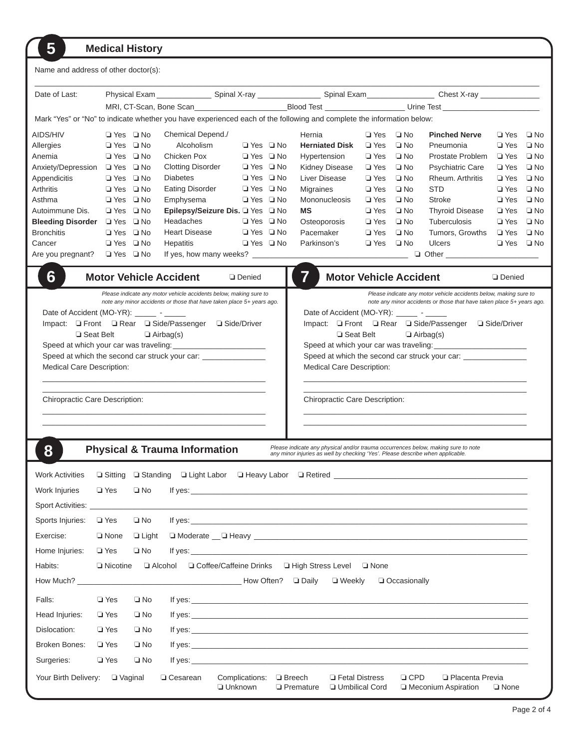## 5 Medical History

Name and address of other doctor(s): ______________________________

Date of Last: Physical Exam ____________ Spinal X-ray ______________ Spinal Exam ______________ Chest X-ray ______________

MRI, CT-Scan, Bone Scan ____________________ Blood Test ________________ Urine Test ____________________

Mark "Yes" or "No" to indicate whether you have experienced each of the following and complete the information below:

| Condition | Yes/No | Condition | Yes/No | Condition | Yes/No | Condition | Yes/No |
|---|---|---|---|---|---|---|---|
| AIDS/HIV | ❑ Yes ❑ No | Chemical Depend./ Alcoholism | ❑ Yes ❑ No | Hernia | ❑ Yes ❑ No | **Pinched Nerve** | ❑ Yes ❑ No |
| Allergies | ❑ Yes ❑ No | | | **Herniated Disk** | ❑ Yes ❑ No | Pneumonia | ❑ Yes ❑ No |
| Anemia | ❑ Yes ❑ No | Chicken Pox | ❑ Yes ❑ No | Hypertension | ❑ Yes ❑ No | Prostate Problem | ❑ Yes ❑ No |
| Anxiety/Depression | ❑ Yes ❑ No | Clotting Disorder | ❑ Yes ❑ No | Kidney Disease | ❑ Yes ❑ No | Psychiatric Care | ❑ Yes ❑ No |
| Appendicitis | ❑ Yes ❑ No | Diabetes | ❑ Yes ❑ No | Liver Disease | ❑ Yes ❑ No | Rheum. Arthritis | ❑ Yes ❑ No |
| Arthritis | ❑ Yes ❑ No | Eating Disorder | ❑ Yes ❑ No | Migraines | ❑ Yes ❑ No | STD | ❑ Yes ❑ No |
| Asthma | ❑ Yes ❑ No | Emphysema | ❑ Yes ❑ No | Mononucleosis | ❑ Yes ❑ No | Stroke | ❑ Yes ❑ No |
| Autoimmune Dis. | ❑ Yes ❑ No | **Epilepsy/Seizure Dis.** | ❑ Yes ❑ No | **MS** | ❑ Yes ❑ No | Thyroid Disease | ❑ Yes ❑ No |
| **Bleeding Disorder** | ❑ Yes ❑ No | Headaches | ❑ Yes ❑ No | Osteoporosis | ❑ Yes ❑ No | Tuberculosis | ❑ Yes ❑ No |
| Bronchitis | ❑ Yes ❑ No | Heart Disease | ❑ Yes ❑ No | Pacemaker | ❑ Yes ❑ No | Tumors, Growths | ❑ Yes ❑ No |
| Cancer | ❑ Yes ❑ No | Hepatitis | ❑ Yes ❑ No | Parkinson's | ❑ Yes ❑ No | Ulcers | ❑ Yes ❑ No |

Are you pregnant? ❑ Yes ❑ No If yes, how many weeks? ______________________ ❑ Other ____________

## 6 Motor Vehicle Accident ❑ Denied

*Please indicate any motor vehicle accidents below, making sure to note any minor accidents or those that have taken place 5+ years ago.*

Date of Accident (MO-YR): _____ - _____

Impact: ❑ Front ❑ Rear ❑ Side/Passenger ❑ Side/Driver

❑ Seat Belt ❑ Airbag(s)

Speed at which your car was traveling: ______________

Speed at which the second car struck your car: ______________

Medical Care Description:

______________________________

______________________________

Chiropractic Care Description:

______________________________

______________________________

## 7 Motor Vehicle Accident ❑ Denied

*Please indicate any motor vehicle accidents below, making sure to note any minor accidents or those that have taken place 5+ years ago.*

Date of Accident (MO-YR): _____ - _____

Impact: ❑ Front ❑ Rear ❑ Side/Passenger ❑ Side/Driver

❑ Seat Belt ❑ Airbag(s)

Speed at which your car was traveling: ______________

Speed at which the second car struck your car: ______________

Medical Care Description:

______________________________

______________________________

Chiropractic Care Description:

______________________________

______________________________

## 8 Physical & Trauma Information

*Please indicate any physical and/or trauma occurrences below, making sure to note any minor injuries as well by checking 'Yes'. Please describe when applicable.*

Work Activities ❑ Sitting ❑ Standing ❑ Light Labor ❑ Heavy Labor ❑ Retired ______________________

Work Injuries ❑ Yes ❑ No If yes: ______________________

Sport Activities: ______________________

Sports Injuries: ❑ Yes ❑ No If yes: ______________________

Exercise: ❑ None ❑ Light ❑ Moderate __ ❑ Heavy ______________________

Home Injuries: ❑ Yes ❑ No If yes: ______________________

Habits: ❑ Nicotine ❑ Alcohol ❑ Coffee/Caffeine Drinks ❑ High Stress Level ❑ None

How Much? ______________________ How Often? ❑ Daily ❑ Weekly ❑ Occasionally

Falls: ❑ Yes ❑ No If yes: ______________________

Head Injuries: ❑ Yes ❑ No If yes: ______________________

Dislocation: ❑ Yes ❑ No If yes: ______________________

Broken Bones: ❑ Yes ❑ No If yes: ______________________

Surgeries: ❑ Yes ❑ No If yes: ______________________

Your Birth Delivery: ❑ Vaginal ❑ Cesarean Complications: ❑ Breech ❑ Fetal Distress ❑ CPD ❑ Placenta Previa ❑ Unknown ❑ Premature ❑ Umbilical Cord ❑ Meconium Aspiration ❑ None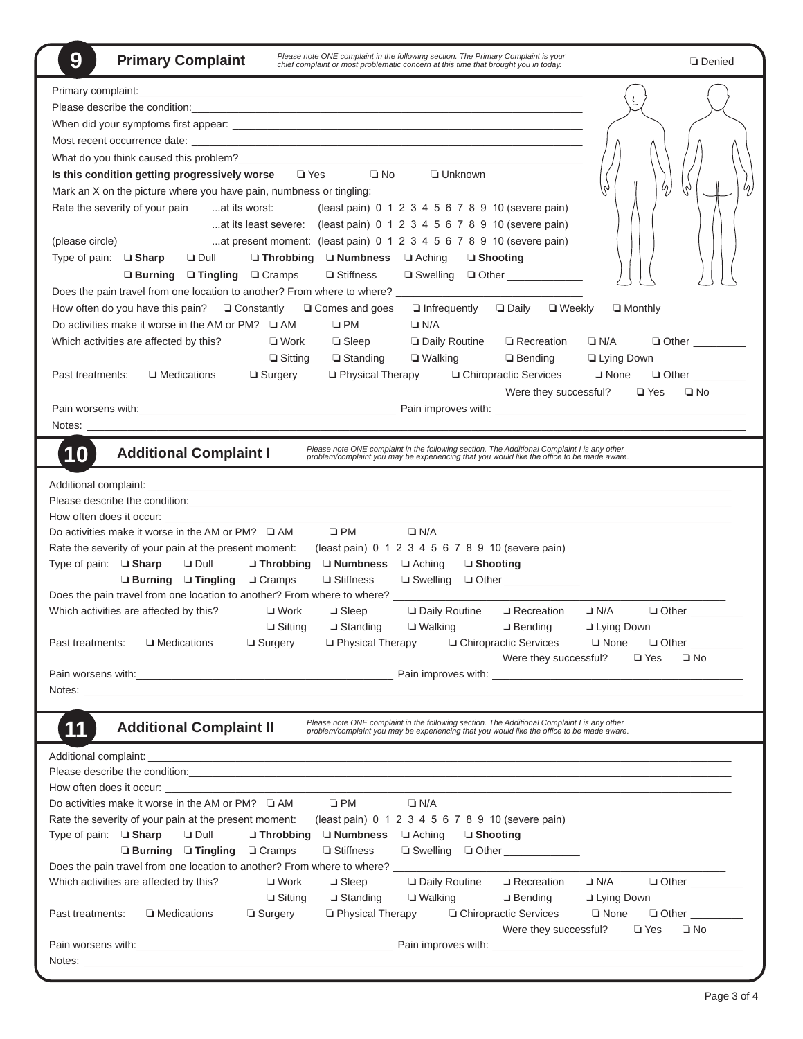## 9 Primary Complaint

*Please note ONE complaint in the following section. The Primary Complaint is your chief complaint or most problematic concern at this time that brought you in today.*

❑ Denied

Primary complaint: ____________________

Please describe the condition: ____________________

When did your symptoms first appear: ____________________

Most recent occurrence date: ____________________

What do you think caused this problem? ____________________

**Is this condition getting progressively worse** ❑ Yes ❑ No ❑ Unknown

Mark an X on the picture where you have pain, numbness or tingling:

Rate the severity of your pain ...at its worst: (least pain) 0 1 2 3 4 5 6 7 8 9 10 (severe pain)

...at its least severe: (least pain) 0 1 2 3 4 5 6 7 8 9 10 (severe pain)

(please circle) ...at present moment: (least pain) 0 1 2 3 4 5 6 7 8 9 10 (severe pain)

Type of pain: ❑ **Sharp** ❑ Dull ❑ **Throbbing** ❑ **Numbness** ❑ Aching ❑ **Shooting**
❑ **Burning** ❑ **Tingling** ❑ Cramps ❑ Stiffness ❑ Swelling ❑ Other ____________

Does the pain travel from one location to another? From where to where? ____________________

How often do you have this pain? ❑ Constantly ❑ Comes and goes ❑ Infrequently ❑ Daily ❑ Weekly ❑ Monthly

Do activities make it worse in the AM or PM? ❑ AM ❑ PM ❑ N/A

Which activities are affected by this? ❑ Work ❑ Sleep ❑ Daily Routine ❑ Recreation ❑ N/A ❑ Other ________
❑ Sitting ❑ Standing ❑ Walking ❑ Bending ❑ Lying Down

Past treatments: ❑ Medications ❑ Surgery ❑ Physical Therapy ❑ Chiropractic Services ❑ None ❑ Other ________

Were they successful? ❑ Yes ❑ No

Pain worsens with: ____________________ Pain improves with: ____________________

Notes: ____________________

## 10 Additional Complaint I

*Please note ONE complaint in the following section. The Additional Complaint I is any other problem/complaint you may be experiencing that you would like the office to be made aware.*

Additional complaint: ____________________

Please describe the condition: ____________________

How often does it occur: ____________________

Do activities make it worse in the AM or PM? ❑ AM ❑ PM ❑ N/A

Rate the severity of your pain at the present moment: (least pain) 0 1 2 3 4 5 6 7 8 9 10 (severe pain)

Type of pain: ❑ **Sharp** ❑ Dull ❑ **Throbbing** ❑ **Numbness** ❑ Aching ❑ **Shooting**
❑ **Burning** ❑ **Tingling** ❑ Cramps ❑ Stiffness ❑ Swelling ❑ Other ____________

Does the pain travel from one location to another? From where to where? ____________________

Which activities are affected by this? ❑ Work ❑ Sleep ❑ Daily Routine ❑ Recreation ❑ N/A ❑ Other ________
❑ Sitting ❑ Standing ❑ Walking ❑ Bending ❑ Lying Down

Past treatments: ❑ Medications ❑ Surgery ❑ Physical Therapy ❑ Chiropractic Services ❑ None ❑ Other ________

Were they successful? ❑ Yes ❑ No

Pain worsens with: ____________________ Pain improves with: ____________________

Notes: ____________________

## 11 Additional Complaint II

*Please note ONE complaint in the following section. The Additional Complaint I is any other problem/complaint you may be experiencing that you would like the office to be made aware.*

Additional complaint: ____________________

Please describe the condition: ____________________

How often does it occur: ____________________

Do activities make it worse in the AM or PM? ❑ AM ❑ PM ❑ N/A

Rate the severity of your pain at the present moment: (least pain) 0 1 2 3 4 5 6 7 8 9 10 (severe pain)

Type of pain: ❑ **Sharp** ❑ Dull ❑ **Throbbing** ❑ **Numbness** ❑ Aching ❑ **Shooting**
❑ **Burning** ❑ **Tingling** ❑ Cramps ❑ Stiffness ❑ Swelling ❑ Other ____________

Does the pain travel from one location to another? From where to where? ____________________

Which activities are affected by this? ❑ Work ❑ Sleep ❑ Daily Routine ❑ Recreation ❑ N/A ❑ Other ________
❑ Sitting ❑ Standing ❑ Walking ❑ Bending ❑ Lying Down

Past treatments: ❑ Medications ❑ Surgery ❑ Physical Therapy ❑ Chiropractic Services ❑ None ❑ Other ________

Were they successful? ❑ Yes ❑ No

Pain worsens with: ____________________ Pain improves with: ____________________

Notes: ____________________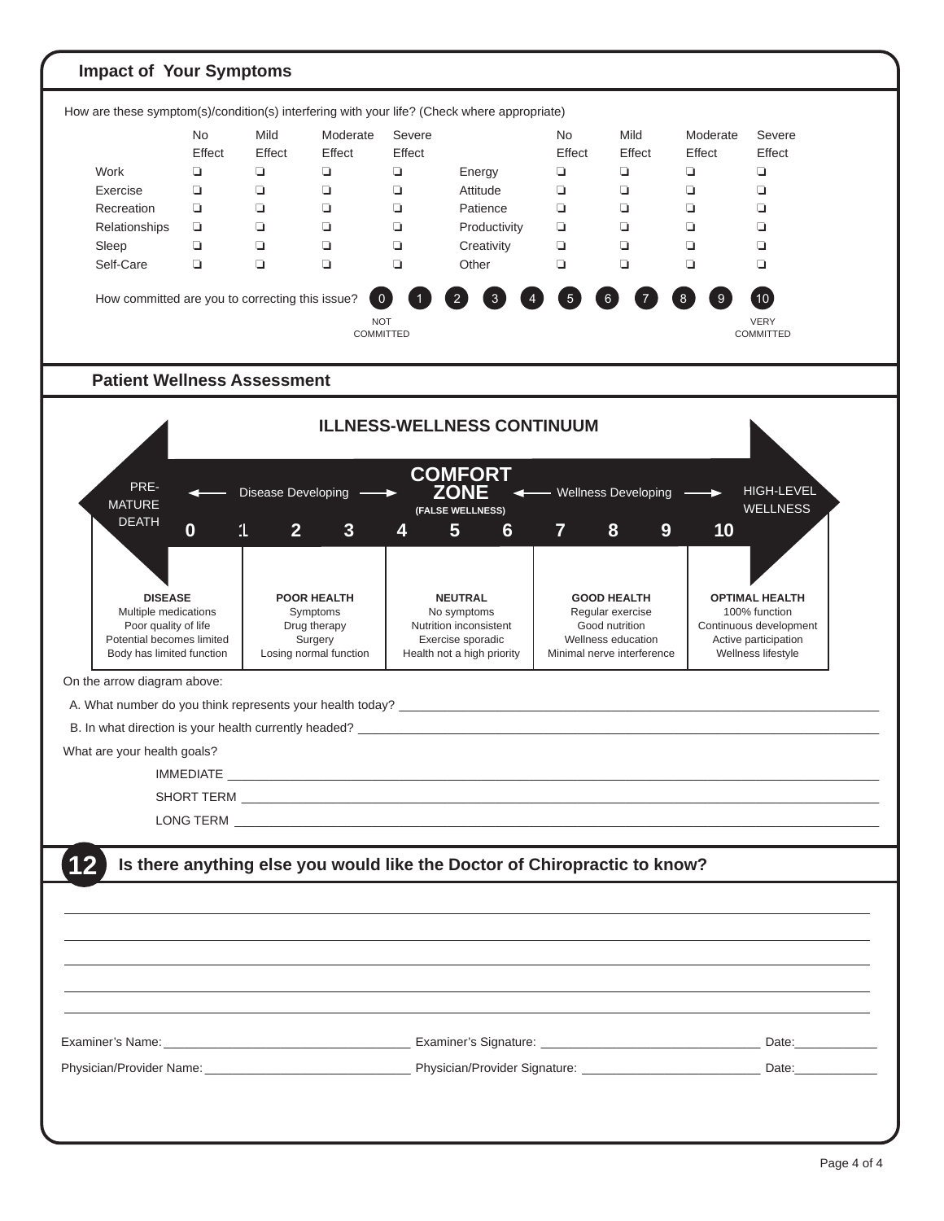## Impact of Your Symptoms

How are these symptom(s)/condition(s) interfering with your life? (Check where appropriate)

| | No Effect | Mild Effect | Moderate Effect | Severe Effect | | No Effect | Mild Effect | Moderate Effect | Severe Effect |
|---|---|---|---|---|---|---|---|---|---|
| Work | ❑ | ❑ | ❑ | ❑ | Energy | ❑ | ❑ | ❑ | ❑ |
| Exercise | ❑ | ❑ | ❑ | ❑ | Attitude | ❑ | ❑ | ❑ | ❑ |
| Recreation | ❑ | ❑ | ❑ | ❑ | Patience | ❑ | ❑ | ❑ | ❑ |
| Relationships | ❑ | ❑ | ❑ | ❑ | Productivity | ❑ | ❑ | ❑ | ❑ |
| Sleep | ❑ | ❑ | ❑ | ❑ | Creativity | ❑ | ❑ | ❑ | ❑ |
| Self-Care | ❑ | ❑ | ❑ | ❑ | Other | ❑ | ❑ | ❑ | ❑ |

How committed are you to correcting this issue? 0 1 2 3 4 5 6 7 8 9 10

NOT COMMITTED — VERY COMMITTED

## Patient Wellness Assessment

ILLNESS-WELLNESS CONTINUUM

PRE-MATURE DEATH ← Disease Developing → COMFORT ZONE (FALSE WELLNESS) ← Wellness Developing → HIGH-LEVEL WELLNESS

0 1 2 3 4 5 6 7 8 9 10

| DISEASE | POOR HEALTH | NEUTRAL | GOOD HEALTH | OPTIMAL HEALTH |
|---|---|---|---|---|
| Multiple medications | Symptoms | No symptoms | Regular exercise | 100% function |
| Poor quality of life | Drug therapy | Nutrition inconsistent | Good nutrition | Continuous development |
| Potential becomes limited | Surgery | Exercise sporadic | Wellness education | Active participation |
| Body has limited function | Losing normal function | Health not a high priority | Minimal nerve interference | Wellness lifestyle |

On the arrow diagram above:

A. What number do you think represents your health today? ______________________________

B. In what direction is your health currently headed? ______________________________

What are your health goals?

IMMEDIATE ______________________________

SHORT TERM ______________________________

LONG TERM ______________________________

## 12 Is there anything else you would like the Doctor of Chiropractic to know?

______________________________

______________________________

______________________________

______________________________

______________________________

Examiner's Name: ____________________ Examiner's Signature: ____________________ Date: __________

Physician/Provider Name: ____________________ Physician/Provider Signature: ____________________ Date: __________